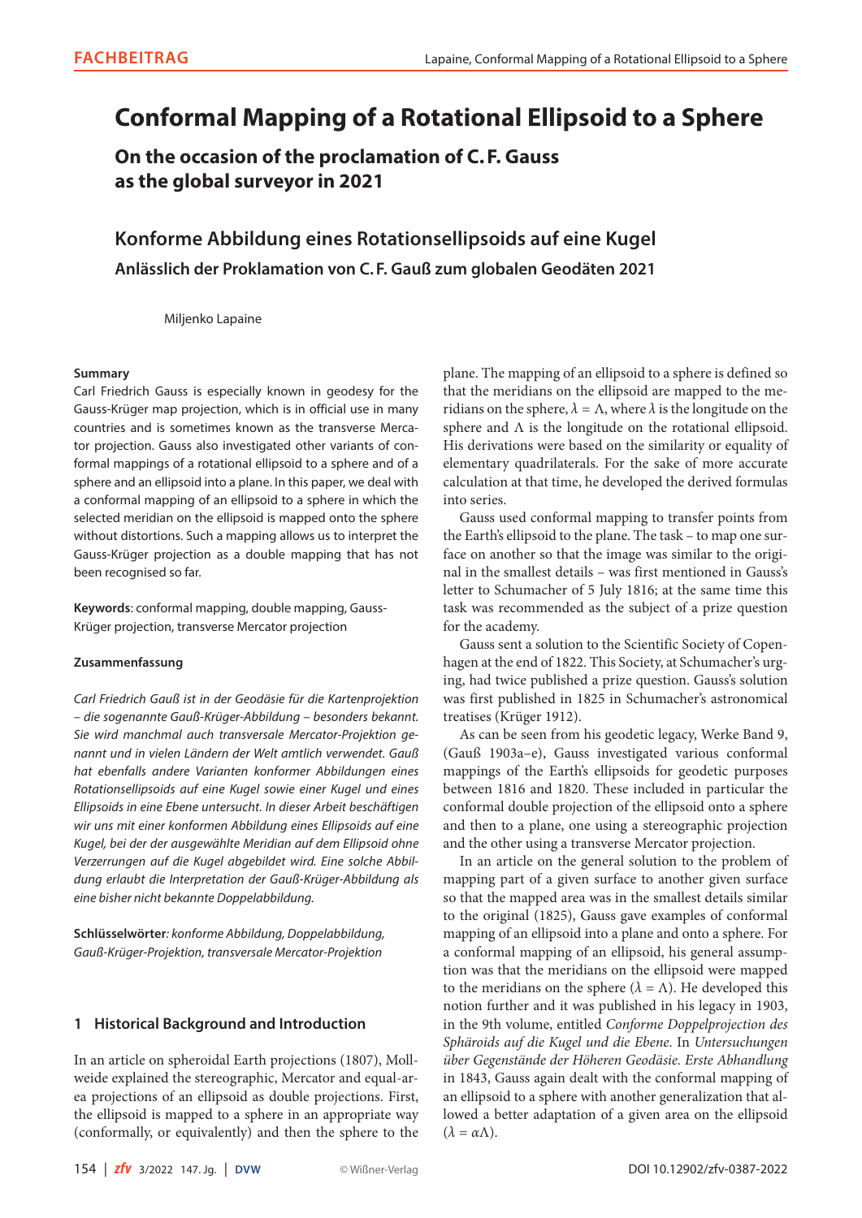# Conformal Mapping of a Rotational Ellipsoid to a Sphere

## On the occasion of the proclamation of C. F. Gauss as the global surveyor in 2021

## Konforme Abbildung eines Rotationsellipsoids auf eine Kugel

### Anlässlich der Proklamation von C. F. Gauß zum globalen Geodäten 2021

Miljenko Lapaine

**Summary**

Carl Friedrich Gauss is especially known in geodesy for the Gauss-Krüger map projection, which is in official use in many countries and is sometimes known as the transverse Mercator projection. Gauss also investigated other variants of conformal mappings of a rotational ellipsoid to a sphere and of a sphere and an ellipsoid into a plane. In this paper, we deal with a conformal mapping of an ellipsoid to a sphere in which the selected meridian on the ellipsoid is mapped onto the sphere without distortions. Such a mapping allows us to interpret the Gauss-Krüger projection as a double mapping that has not been recognised so far.

**Keywords**: conformal mapping, double mapping, Gauss-Krüger projection, transverse Mercator projection

**Zusammenfassung**

*Carl Friedrich Gauß ist in der Geodäsie für die Kartenprojektion – die sogenannte Gauß-Krüger-Abbildung – besonders bekannt. Sie wird manchmal auch transversale Mercator-Projektion genannt und in vielen Ländern der Welt amtlich verwendet. Gauß hat ebenfalls andere Varianten konformer Abbildungen eines Rotationsellipsoids auf eine Kugel sowie einer Kugel und eines Ellipsoids in eine Ebene untersucht. In dieser Arbeit beschäftigen wir uns mit einer konformen Abbildung eines Ellipsoids auf eine Kugel, bei der der ausgewählte Meridian auf dem Ellipsoid ohne Verzerrungen auf die Kugel abgebildet wird. Eine solche Abbildung erlaubt die Interpretation der Gauß-Krüger-Abbildung als eine bisher nicht bekannte Doppelabbildung.*

**Schlüsselwörter**: *konforme Abbildung, Doppelabbildung, Gauß-Krüger-Projektion, transversale Mercator-Projektion*

## 1 Historical Background and Introduction

In an article on spheroidal Earth projections (1807), Mollweide explained the stereographic, Mercator and equal-area projections of an ellipsoid as double projections. First, the ellipsoid is mapped to a sphere in an appropriate way (conformally, or equivalently) and then the sphere to the plane. The mapping of an ellipsoid to a sphere is defined so that the meridians on the ellipsoid are mapped to the meridians on the sphere, $\lambda = \Lambda$, where $\lambda$ is the longitude on the sphere and $\Lambda$ is the longitude on the rotational ellipsoid. His derivations were based on the similarity or equality of elementary quadrilaterals. For the sake of more accurate calculation at that time, he developed the derived formulas into series.

Gauss used conformal mapping to transfer points from the Earth's ellipsoid to the plane. The task – to map one surface on another so that the image was similar to the original in the smallest details – was first mentioned in Gauss's letter to Schumacher of 5 July 1816; at the same time this task was recommended as the subject of a prize question for the academy.

Gauss sent a solution to the Scientific Society of Copenhagen at the end of 1822. This Society, at Schumacher's urging, had twice published a prize question. Gauss's solution was first published in 1825 in Schumacher's astronomical treatises (Krüger 1912).

As can be seen from his geodetic legacy, Werke Band 9, (Gauß 1903a–e), Gauss investigated various conformal mappings of the Earth's ellipsoids for geodetic purposes between 1816 and 1820. These included in particular the conformal double projection of the ellipsoid onto a sphere and then to a plane, one using a stereographic projection and the other using a transverse Mercator projection.

In an article on the general solution to the problem of mapping part of a given surface to another given surface so that the mapped area was in the smallest details similar to the original (1825), Gauss gave examples of conformal mapping of an ellipsoid into a plane and onto a sphere. For a conformal mapping of an ellipsoid, his general assumption was that the meridians on the ellipsoid were mapped to the meridians on the sphere ($\lambda = \Lambda$). He developed this notion further and it was published in his legacy in 1903, in the 9th volume, entitled *Conforme Doppelprojection des Sphäroids auf die Kugel und die Ebene*. In *Untersuchungen über Gegenstände der Höheren Geodäsie. Erste Abhandlung* in 1843, Gauss again dealt with the conformal mapping of an ellipsoid to a sphere with another generalization that allowed a better adaptation of a given area on the ellipsoid ($\lambda = \alpha\Lambda$).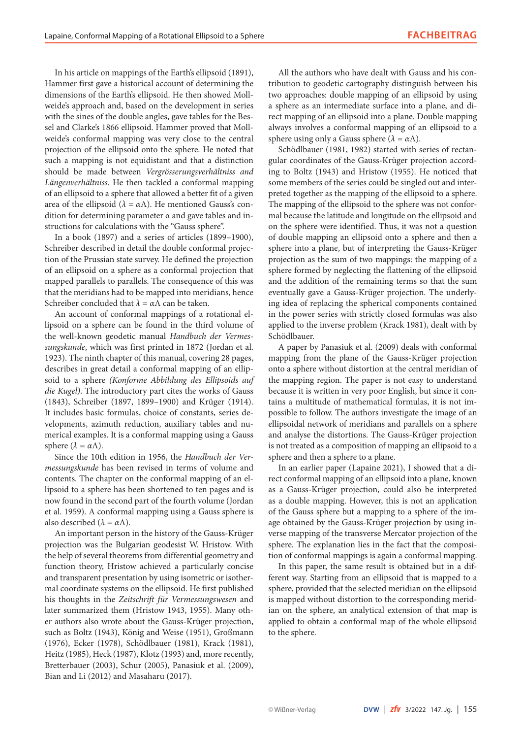In his article on mappings of the Earth's ellipsoid (1891), Hammer first gave a historical account of determining the dimensions of the Earth's ellipsoid. He then showed Mollweide's approach and, based on the development in series with the sines of the double angles, gave tables for the Bessel and Clarke's 1866 ellipsoid. Hammer proved that Mollweide's conformal mapping was very close to the central projection of the ellipsoid onto the sphere. He noted that such a mapping is not equidistant and that a distinction should be made between *Vergrösserungsverhältniss and Längenverhältniss*. He then tackled a conformal mapping of an ellipsoid to a sphere that allowed a better fit of a given area of the ellipsoid ($\lambda = \alpha\Lambda$). He mentioned Gauss's condition for determining parameter α and gave tables and instructions for calculations with the "Gauss sphere".

In a book (1897) and a series of articles (1899–1900), Schreiber described in detail the double conformal projection of the Prussian state survey. He defined the projection of an ellipsoid on a sphere as a conformal projection that mapped parallels to parallels. The consequence of this was that the meridians had to be mapped into meridians, hence Schreiber concluded that $\lambda = \alpha\Lambda$ can be taken.

An account of conformal mappings of a rotational ellipsoid on a sphere can be found in the third volume of the well-known geodetic manual *Handbuch der Vermessungskunde*, which was first printed in 1872 (Jordan et al. 1923). The ninth chapter of this manual, covering 28 pages, describes in great detail a conformal mapping of an ellipsoid to a sphere *(Konforme Abbildung des Ellipsoids auf die Kugel)*. The introductory part cites the works of Gauss (1843), Schreiber (1897, 1899–1900) and Krüger (1914). It includes basic formulas, choice of constants, series developments, azimuth reduction, auxiliary tables and numerical examples. It is a conformal mapping using a Gauss sphere ($\lambda = \alpha\Lambda$).

Since the 10th edition in 1956, the *Handbuch der Vermessungskunde* has been revised in terms of volume and contents. The chapter on the conformal mapping of an ellipsoid to a sphere has been shortened to ten pages and is now found in the second part of the fourth volume (Jordan et al. 1959). A conformal mapping using a Gauss sphere is also described ($\lambda = \alpha\Lambda$).

An important person in the history of the Gauss-Krüger projection was the Bulgarian geodesist W. Hristow. With the help of several theorems from differential geometry and function theory, Hristow achieved a particularly concise and transparent presentation by using isometric or isothermal coordinate systems on the ellipsoid. He first published his thoughts in the *Zeitschrift für Vermessungswesen* and later summarized them (Hristow 1943, 1955). Many other authors also wrote about the Gauss-Krüger projection, such as Boltz (1943), König and Weise (1951), Großmann (1976), Ecker (1978), Schödlbauer (1981), Krack (1981), Heitz (1985), Heck (1987), Klotz (1993) and, more recently, Bretterbauer (2003), Schur (2005), Panasiuk et al. (2009), Bian and Li (2012) and Masaharu (2017).

All the authors who have dealt with Gauss and his contribution to geodetic cartography distinguish between his two approaches: double mapping of an ellipsoid by using a sphere as an intermediate surface into a plane, and direct mapping of an ellipsoid into a plane. Double mapping always involves a conformal mapping of an ellipsoid to a sphere using only a Gauss sphere ($\lambda = \alpha\Lambda$).

Schödlbauer (1981, 1982) started with series of rectangular coordinates of the Gauss-Krüger projection according to Boltz (1943) and Hristow (1955). He noticed that some members of the series could be singled out and interpreted together as the mapping of the ellipsoid to a sphere. The mapping of the ellipsoid to the sphere was not conformal because the latitude and longitude on the ellipsoid and on the sphere were identified. Thus, it was not a question of double mapping an ellipsoid onto a sphere and then a sphere into a plane, but of interpreting the Gauss-Krüger projection as the sum of two mappings: the mapping of a sphere formed by neglecting the flattening of the ellipsoid and the addition of the remaining terms so that the sum eventually gave a Gauss-Krüger projection. The underlying idea of replacing the spherical components contained in the power series with strictly closed formulas was also applied to the inverse problem (Krack 1981), dealt with by Schödlbauer.

A paper by Panasiuk et al. (2009) deals with conformal mapping from the plane of the Gauss-Krüger projection onto a sphere without distortion at the central meridian of the mapping region. The paper is not easy to understand because it is written in very poor English, but since it contains a multitude of mathematical formulas, it is not impossible to follow. The authors investigate the image of an ellipsoidal network of meridians and parallels on a sphere and analyse the distortions. The Gauss-Krüger projection is not treated as a composition of mapping an ellipsoid to a sphere and then a sphere to a plane.

In an earlier paper (Lapaine 2021), I showed that a direct conformal mapping of an ellipsoid into a plane, known as a Gauss-Krüger projection, could also be interpreted as a double mapping. However, this is not an application of the Gauss sphere but a mapping to a sphere of the image obtained by the Gauss-Krüger projection by using inverse mapping of the transverse Mercator projection of the sphere. The explanation lies in the fact that the composition of conformal mappings is again a conformal mapping.

In this paper, the same result is obtained but in a different way. Starting from an ellipsoid that is mapped to a sphere, provided that the selected meridian on the ellipsoid is mapped without distortion to the corresponding meridian on the sphere, an analytical extension of that map is applied to obtain a conformal map of the whole ellipsoid to the sphere.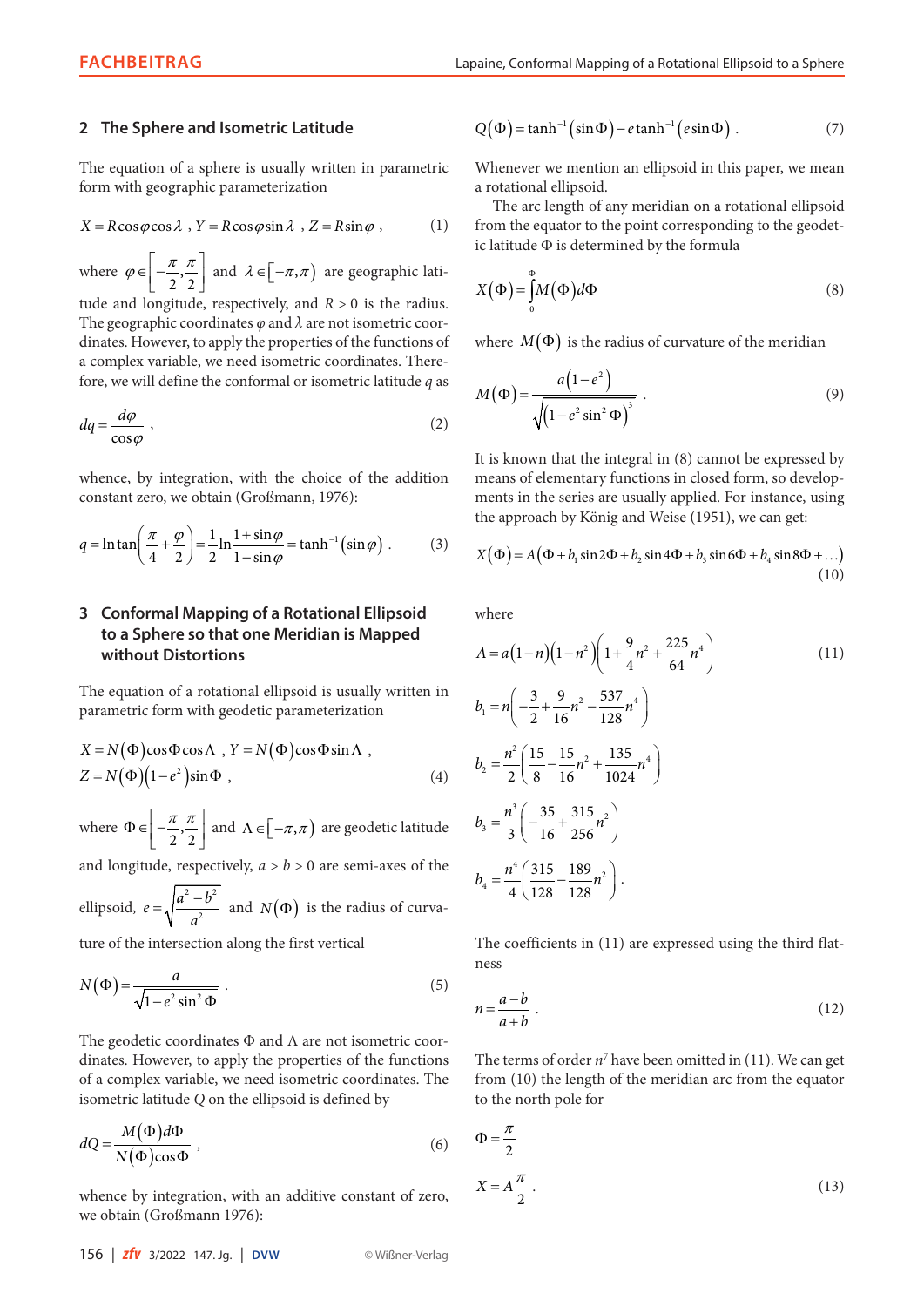## 2 The Sphere and Isometric Latitude

The equation of a sphere is usually written in parametric form with geographic parameterization

$$X = R\cos\varphi\cos\lambda \text{ , } Y = R\cos\varphi\sin\lambda \text{ , } Z = R\sin\varphi \text{ ,} \tag{1}$$

where $\varphi \in \left[-\frac{\pi}{2}, \frac{\pi}{2}\right]$ and $\lambda \in [-\pi, \pi)$ are geographic latitude and longitude, respectively, and $R > 0$ is the radius. The geographic coordinates $\varphi$ and $\lambda$ are not isometric coordinates. However, to apply the properties of the functions of a complex variable, we need isometric coordinates. Therefore, we will define the conformal or isometric latitude $q$ as

$$dq = \frac{d\varphi}{\cos\varphi} \text{ ,} \tag{2}$$

whence, by integration, with the choice of the addition constant zero, we obtain (Großmann, 1976):

$$q = \ln\tan\left(\frac{\pi}{4} + \frac{\varphi}{2}\right) = \frac{1}{2}\ln\frac{1+\sin\varphi}{1-\sin\varphi} = \tanh^{-1}(\sin\varphi) \text{ .} \tag{3}$$

## 3 Conformal Mapping of a Rotational Ellipsoid to a Sphere so that one Meridian is Mapped without Distortions

The equation of a rotational ellipsoid is usually written in parametric form with geodetic parameterization

$$X = N(\Phi)\cos\Phi\cos\Lambda \text{ , } Y = N(\Phi)\cos\Phi\sin\Lambda \text{ ,}$$
$$Z = N(\Phi)\left(1-e^2\right)\sin\Phi \text{ ,} \tag{4}$$

where $\Phi \in \left[-\frac{\pi}{2}, \frac{\pi}{2}\right]$ and $\Lambda \in [-\pi, \pi)$ are geodetic latitude and longitude, respectively, $a > b > 0$ are semi-axes of the ellipsoid, $e = \sqrt{\frac{a^2 - b^2}{a^2}}$ and $N(\Phi)$ is the radius of curvature of the intersection along the first vertical

$$N(\Phi) = \frac{a}{\sqrt{1 - e^2\sin^2\Phi}} \text{ .} \tag{5}$$

The geodetic coordinates $\Phi$ and $\Lambda$ are not isometric coordinates. However, to apply the properties of the functions of a complex variable, we need isometric coordinates. The isometric latitude $Q$ on the ellipsoid is defined by

$$dQ = \frac{M(\Phi)d\Phi}{N(\Phi)\cos\Phi} \text{ ,} \tag{6}$$

whence by integration, with an additive constant of zero, we obtain (Großmann 1976):

$$Q(\Phi) = \tanh^{-1}(\sin\Phi) - e\tanh^{-1}(e\sin\Phi) \text{ .} \tag{7}$$

Whenever we mention an ellipsoid in this paper, we mean a rotational ellipsoid.

The arc length of any meridian on a rotational ellipsoid from the equator to the point corresponding to the geodetic latitude $\Phi$ is determined by the formula

$$X(\Phi) = \int_0^{\Phi} M(\Phi)d\Phi \tag{8}$$

where $M(\Phi)$ is the radius of curvature of the meridian

$$M(\Phi) = \frac{a\left(1-e^2\right)}{\sqrt{\left(1 - e^2\sin^2\Phi\right)^3}} \text{ .} \tag{9}$$

It is known that the integral in (8) cannot be expressed by means of elementary functions in closed form, so developments in the series are usually applied. For instance, using the approach by König and Weise (1951), we can get:

$$X(\Phi) = A\left(\Phi + b_1\sin 2\Phi + b_2\sin 4\Phi + b_3\sin 6\Phi + b_4\sin 8\Phi + \ldots\right) \tag{10}$$

where

$$A = a(1-n)\left(1-n^2\right)\left(1 + \frac{9}{4}n^2 + \frac{225}{64}n^4\right) \tag{11}$$

$$b_1 = n\left(-\frac{3}{2} + \frac{9}{16}n^2 - \frac{537}{128}n^4\right)$$

$$b_2 = \frac{n^2}{2}\left(\frac{15}{8} - \frac{15}{16}n^2 + \frac{135}{1024}n^4\right)$$

$$b_3 = \frac{n^3}{3}\left(-\frac{35}{16} + \frac{315}{256}n^2\right)$$

$$b_4 = \frac{n^4}{4}\left(\frac{315}{128} - \frac{189}{128}n^2\right) \text{ .}$$

The coefficients in (11) are expressed using the third flatness

$$n = \frac{a-b}{a+b} \text{ .} \tag{12}$$

The terms of order $n^7$ have been omitted in (11). We can get from (10) the length of the meridian arc from the equator to the north pole for

$$\Phi = \frac{\pi}{2}$$

$$X = A\frac{\pi}{2} \text{ .} \tag{13}$$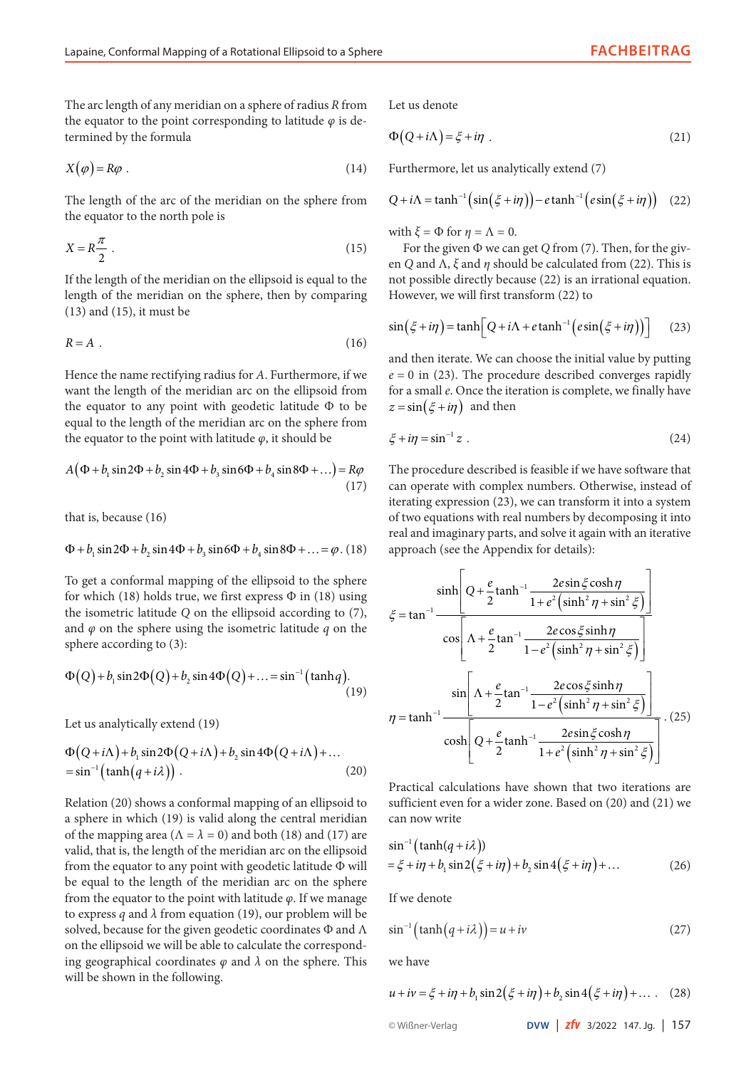The arc length of any meridian on a sphere of radius $R$ from the equator to the point corresponding to latitude $\varphi$ is determined by the formula

$$X(\varphi) = R\varphi \ . \tag{14}$$

The length of the arc of the meridian on the sphere from the equator to the north pole is

$$X = R\frac{\pi}{2} \ . \tag{15}$$

If the length of the meridian on the ellipsoid is equal to the length of the meridian on the sphere, then by comparing (13) and (15), it must be

$$R = A \ . \tag{16}$$

Hence the name rectifying radius for $A$. Furthermore, if we want the length of the meridian arc on the ellipsoid from the equator to any point with geodetic latitude $\Phi$ to be equal to the length of the meridian arc on the sphere from the equator to the point with latitude $\varphi$, it should be

$$A\left(\Phi + b_1 \sin 2\Phi + b_2 \sin 4\Phi + b_3 \sin 6\Phi + b_4 \sin 8\Phi + \ldots\right) = R\varphi \tag{17}$$

that is, because (16)

$$\Phi + b_1 \sin 2\Phi + b_2 \sin 4\Phi + b_3 \sin 6\Phi + b_4 \sin 8\Phi + \ldots = \varphi \ . \tag{18}$$

To get a conformal mapping of the ellipsoid to the sphere for which (18) holds true, we first express $\Phi$ in (18) using the isometric latitude $Q$ on the ellipsoid according to (7), and $\varphi$ on the sphere using the isometric latitude $q$ on the sphere according to (3):

$$\Phi(Q) + b_1 \sin 2\Phi(Q) + b_2 \sin 4\Phi(Q) + \ldots = \sin^{-1}(\tanh q) . \tag{19}$$

Let us analytically extend (19)

$$\begin{aligned}&\Phi(Q+i\Lambda) + b_1 \sin 2\Phi(Q+i\Lambda) + b_2 \sin 4\Phi(Q+i\Lambda) + \ldots \\ &= \sin^{-1}\left(\tanh(q+i\lambda)\right) \ .\end{aligned} \tag{20}$$

Relation (20) shows a conformal mapping of an ellipsoid to a sphere in which (19) is valid along the central meridian of the mapping area ($\Lambda = \lambda = 0$) and both (18) and (17) are valid, that is, the length of the meridian arc on the ellipsoid from the equator to any point with geodetic latitude $\Phi$ will be equal to the length of the meridian arc on the sphere from the equator to the point with latitude $\varphi$. If we manage to express $q$ and $\lambda$ from equation (19), our problem will be solved, because for the given geodetic coordinates $\Phi$ and $\Lambda$ on the ellipsoid we will be able to calculate the corresponding geographical coordinates $\varphi$ and $\lambda$ on the sphere. This will be shown in the following.

Let us denote

$$\Phi(Q+i\Lambda) = \xi + i\eta \ . \tag{21}$$

Furthermore, let us analytically extend (7)

$$Q + i\Lambda = \tanh^{-1}\left(\sin(\xi+i\eta)\right) - e\tanh^{-1}\left(e\sin(\xi+i\eta)\right) \tag{22}$$

with $\xi = \Phi$ for $\eta = \Lambda = 0$.

For the given $\Phi$ we can get $Q$ from (7). Then, for the given $Q$ and $\Lambda$, $\xi$ and $\eta$ should be calculated from (22). This is not possible directly because (22) is an irrational equation. However, we will first transform (22) to

$$\sin(\xi+i\eta) = \tanh\left[Q + i\Lambda + e\tanh^{-1}\left(e\sin(\xi+i\eta)\right)\right] \tag{23}$$

and then iterate. We can choose the initial value by putting $e = 0$ in (23). The procedure described converges rapidly for a small $e$. Once the iteration is complete, we finally have $z = \sin(\xi+i\eta)$ and then

$$\xi + i\eta = \sin^{-1} z \ . \tag{24}$$

The procedure described is feasible if we have software that can operate with complex numbers. Otherwise, instead of iterating expression (23), we can transform it into a system of two equations with real numbers by decomposing it into real and imaginary parts, and solve it again with an iterative approach (see the Appendix for details):

$$\begin{aligned}\xi &= \tan^{-1}\frac{\sinh\left[Q + \dfrac{e}{2}\tanh^{-1}\dfrac{2e\sin\xi\cosh\eta}{1+e^2\left(\sinh^2\eta + \sin^2\xi\right)}\right]}{\cos\left[\Lambda + \dfrac{e}{2}\tan^{-1}\dfrac{2e\cos\xi\sinh\eta}{1-e^2\left(\sinh^2\eta + \sin^2\xi\right)}\right]} \\ \eta &= \tanh^{-1}\frac{\sin\left[\Lambda + \dfrac{e}{2}\tan^{-1}\dfrac{2e\cos\xi\sinh\eta}{1-e^2\left(\sinh^2\eta + \sin^2\xi\right)}\right]}{\cosh\left[Q + \dfrac{e}{2}\tanh^{-1}\dfrac{2e\sin\xi\cosh\eta}{1+e^2\left(\sinh^2\eta + \sin^2\xi\right)}\right]} \ .\end{aligned} \tag{25}$$

Practical calculations have shown that two iterations are sufficient even for a wider zone. Based on (20) and (21) we can now write

$$\begin{aligned}&\sin^{-1}\left(\tanh(q+i\lambda)\right) \\ &= \xi + i\eta + b_1\sin 2(\xi+i\eta) + b_2\sin 4(\xi+i\eta) + \ldots\end{aligned} \tag{26}$$

If we denote

$$\sin^{-1}\left(\tanh(q+i\lambda)\right) = u + iv \tag{27}$$

we have

$$u + iv = \xi + i\eta + b_1\sin 2(\xi+i\eta) + b_2\sin 4(\xi+i\eta) + \ldots \ . \tag{28}$$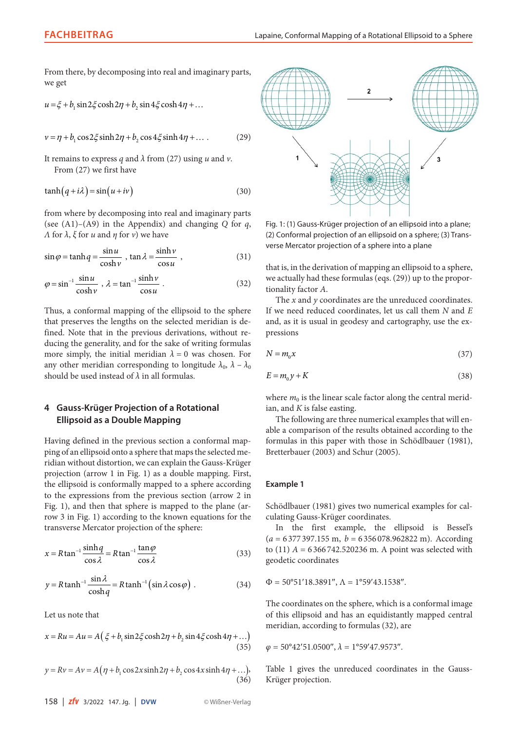From there, by decomposing into real and imaginary parts, we get

$$u = \xi + b_1 \sin 2\xi \cosh 2\eta + b_2 \sin 4\xi \cosh 4\eta + \ldots$$

$$v = \eta + b_1 \cos 2\xi \sinh 2\eta + b_2 \cos 4\xi \sinh 4\eta + \ldots \; . \qquad (29)$$

It remains to express $q$ and $\lambda$ from (27) using $u$ and $v$.

From (27) we first have

$$\tanh(q + i\lambda) = \sin(u + iv) \qquad (30)$$

from where by decomposing into real and imaginary parts (see (A1)–(A9) in the Appendix) and changing $Q$ for $q$, $\Lambda$ for $\lambda$, $\xi$ for $u$ and $\eta$ for $v$) we have

$$\sin\varphi = \tanh q = \frac{\sin u}{\cosh v}\,, \; \tan\lambda = \frac{\sinh v}{\cos u}\,, \qquad (31)$$

$$\varphi = \sin^{-1}\frac{\sin u}{\cosh v}\,, \; \lambda = \tan^{-1}\frac{\sinh v}{\cos u}\,. \qquad (32)$$

Thus, a conformal mapping of the ellipsoid to the sphere that preserves the lengths on the selected meridian is defined. Note that in the previous derivations, without reducing the generality, and for the sake of writing formulas more simply, the initial meridian $\lambda = 0$ was chosen. For any other meridian corresponding to longitude $\lambda_0$, $\lambda - \lambda_0$ should be used instead of $\lambda$ in all formulas.

## 4 Gauss-Krüger Projection of a Rotational Ellipsoid as a Double Mapping

Having defined in the previous section a conformal mapping of an ellipsoid onto a sphere that maps the selected meridian without distortion, we can explain the Gauss-Krüger projection (arrow 1 in Fig. 1) as a double mapping. First, the ellipsoid is conformally mapped to a sphere according to the expressions from the previous section (arrow 2 in Fig. 1), and then that sphere is mapped to the plane (arrow 3 in Fig. 1) according to the known equations for the transverse Mercator projection of the sphere:

$$x = R\tan^{-1}\frac{\sinh q}{\cos\lambda} = R\tan^{-1}\frac{\tan\varphi}{\cos\lambda} \qquad (33)$$

$$y = R\tanh^{-1}\frac{\sin\lambda}{\cosh q} = R\tanh^{-1}(\sin\lambda\cos\varphi)\,. \qquad (34)$$

Let us note that

$$x = Ru = Au = A(\xi + b_1 \sin 2\xi \cosh 2\eta + b_2 \sin 4\xi \cosh 4\eta + \ldots) \qquad (35)$$

$$y = Rv = Av = A(\eta + b_1 \cos 2x \sinh 2\eta + b_2 \cos 4x \sinh 4\eta + \ldots), \qquad (36)$$

Fig. 1: (1) Gauss-Krüger projection of an ellipsoid into a plane; (2) Conformal projection of an ellipsoid on a sphere; (3) Transverse Mercator projection of a sphere into a plane

that is, in the derivation of mapping an ellipsoid to a sphere, we actually had these formulas (eqs. (29)) up to the proportionality factor $A$.

The $x$ and $y$ coordinates are the unreduced coordinates. If we need reduced coordinates, let us call them $N$ and $E$ and, as it is usual in geodesy and cartography, use the expressions

$$N = m_0 x \qquad (37)$$

$$E = m_0 y + K \qquad (38)$$

where $m_0$ is the linear scale factor along the central meridian, and $K$ is false easting.

The following are three numerical examples that will enable a comparison of the results obtained according to the formulas in this paper with those in Schödlbauer (1981), Bretterbauer (2003) and Schur (2005).

### Example 1

Schödlbauer (1981) gives two numerical examples for calculating Gauss-Krüger coordinates.

In the first example, the ellipsoid is Bessel's ($a$ = 6 377 397.155 m, $b$ = 6 356 078.962822 m). According to (11) $A$ = 6 366 742.520236 m. A point was selected with geodetic coordinates

$\Phi$ = 50°51′18.3891″, $\Lambda$ = 1°59′43.1538″.

The coordinates on the sphere, which is a conformal image of this ellipsoid and has an equidistantly mapped central meridian, according to formulas (32), are

$\varphi$ = 50°42′51.0500″, $\lambda$ = 1°59′47.9573″.

Table 1 gives the unreduced coordinates in the Gauss-Krüger projection.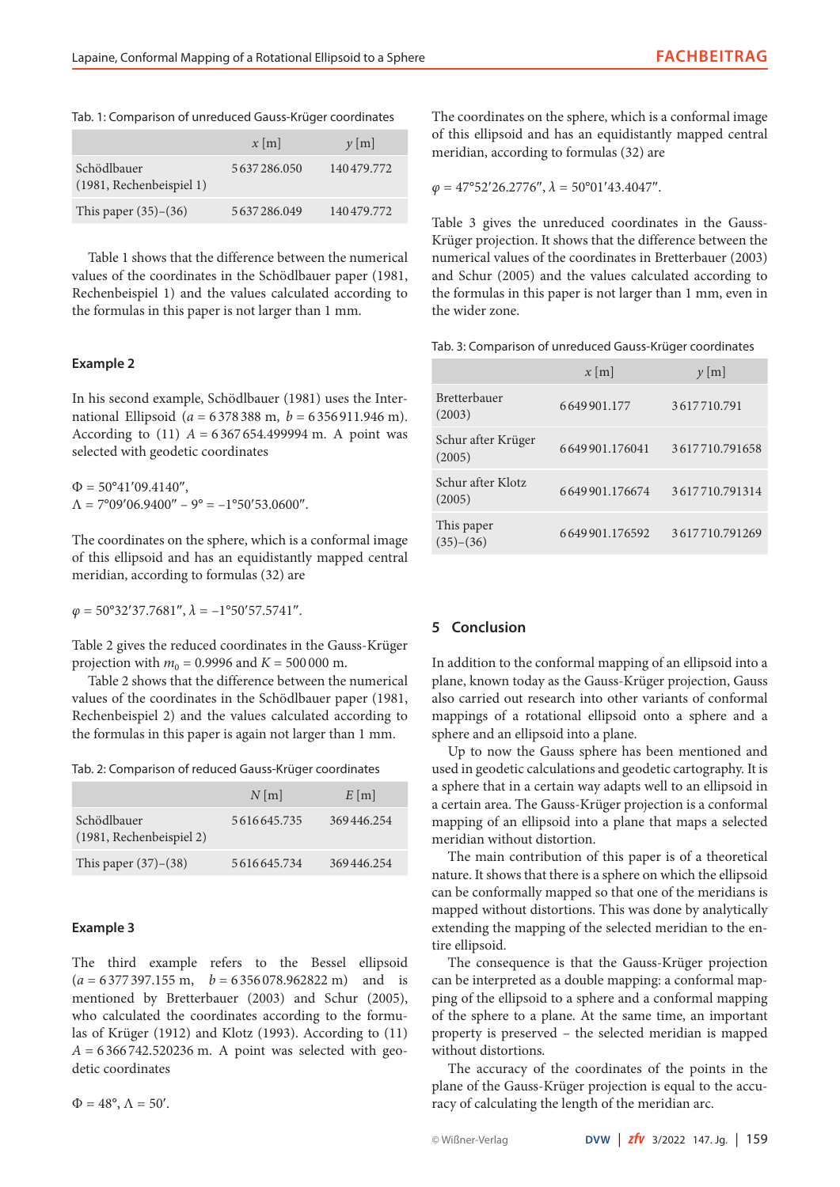Tab. 1: Comparison of unreduced Gauss-Krüger coordinates

| | $x$ [m] | $y$ [m] |
|---|---|---|
| Schödlbauer (1981, Rechenbeispiel 1) | 5 637 286.050 | 140 479.772 |
| This paper (35)–(36) | 5 637 286.049 | 140 479.772 |

Table 1 shows that the difference between the numerical values of the coordinates in the Schödlbauer paper (1981, Rechenbeispiel 1) and the values calculated according to the formulas in this paper is not larger than 1 mm.

### Example 2

In his second example, Schödlbauer (1981) uses the International Ellipsoid ($a$ = 6 378 388 m, $b$ = 6 356 911.946 m). According to (11) $A$ = 6 367 654.499994 m. A point was selected with geodetic coordinates

$\Phi = 50°41'09.4140''$,
$\Lambda = 7°09'06.9400'' - 9° = -1°50'53.0600''$.

The coordinates on the sphere, which is a conformal image of this ellipsoid and has an equidistantly mapped central meridian, according to formulas (32) are

$\varphi = 50°32'37.7681''$, $\lambda = -1°50'57.5741''$.

Table 2 gives the reduced coordinates in the Gauss-Krüger projection with $m_0 = 0.9996$ and $K$ = 500 000 m.

Table 2 shows that the difference between the numerical values of the coordinates in the Schödlbauer paper (1981, Rechenbeispiel 2) and the values calculated according to the formulas in this paper is again not larger than 1 mm.

Tab. 2: Comparison of reduced Gauss-Krüger coordinates

| | $N$ [m] | $E$ [m] |
|---|---|---|
| Schödlbauer (1981, Rechenbeispiel 2) | 5 616 645.735 | 369 446.254 |
| This paper (37)–(38) | 5 616 645.734 | 369 446.254 |

### Example 3

The third example refers to the Bessel ellipsoid ($a$ = 6 377 397.155 m, $b$ = 6 356 078.962822 m) and is mentioned by Bretterbauer (2003) and Schur (2005), who calculated the coordinates according to the formulas of Krüger (1912) and Klotz (1993). According to (11) $A$ = 6 366 742.520236 m. A point was selected with geodetic coordinates

$\Phi = 48°$, $\Lambda = 50'$.

The coordinates on the sphere, which is a conformal image of this ellipsoid and has an equidistantly mapped central meridian, according to formulas (32) are

$\varphi = 47°52'26.2776''$, $\lambda = 50°01'43.4047''$.

Table 3 gives the unreduced coordinates in the Gauss-Krüger projection. It shows that the difference between the numerical values of the coordinates in Bretterbauer (2003) and Schur (2005) and the values calculated according to the formulas in this paper is not larger than 1 mm, even in the wider zone.

Tab. 3: Comparison of unreduced Gauss-Krüger coordinates

| | $x$ [m] | $y$ [m] |
|---|---|---|
| Bretterbauer (2003) | 6 649 901.177 | 3 617 710.791 |
| Schur after Krüger (2005) | 6 649 901.176041 | 3 617 710.791658 |
| Schur after Klotz (2005) | 6 649 901.176674 | 3 617 710.791314 |
| This paper (35)–(36) | 6 649 901.176592 | 3 617 710.791269 |

## 5 Conclusion

In addition to the conformal mapping of an ellipsoid into a plane, known today as the Gauss-Krüger projection, Gauss also carried out research into other variants of conformal mappings of a rotational ellipsoid onto a sphere and a sphere and an ellipsoid into a plane.

Up to now the Gauss sphere has been mentioned and used in geodetic calculations and geodetic cartography. It is a sphere that in a certain way adapts well to an ellipsoid in a certain area. The Gauss-Krüger projection is a conformal mapping of an ellipsoid into a plane that maps a selected meridian without distortion.

The main contribution of this paper is of a theoretical nature. It shows that there is a sphere on which the ellipsoid can be conformally mapped so that one of the meridians is mapped without distortions. This was done by analytically extending the mapping of the selected meridian to the entire ellipsoid.

The consequence is that the Gauss-Krüger projection can be interpreted as a double mapping: a conformal mapping of the ellipsoid to a sphere and a conformal mapping of the sphere to a plane. At the same time, an important property is preserved – the selected meridian is mapped without distortions.

The accuracy of the coordinates of the points in the plane of the Gauss-Krüger projection is equal to the accuracy of calculating the length of the meridian arc.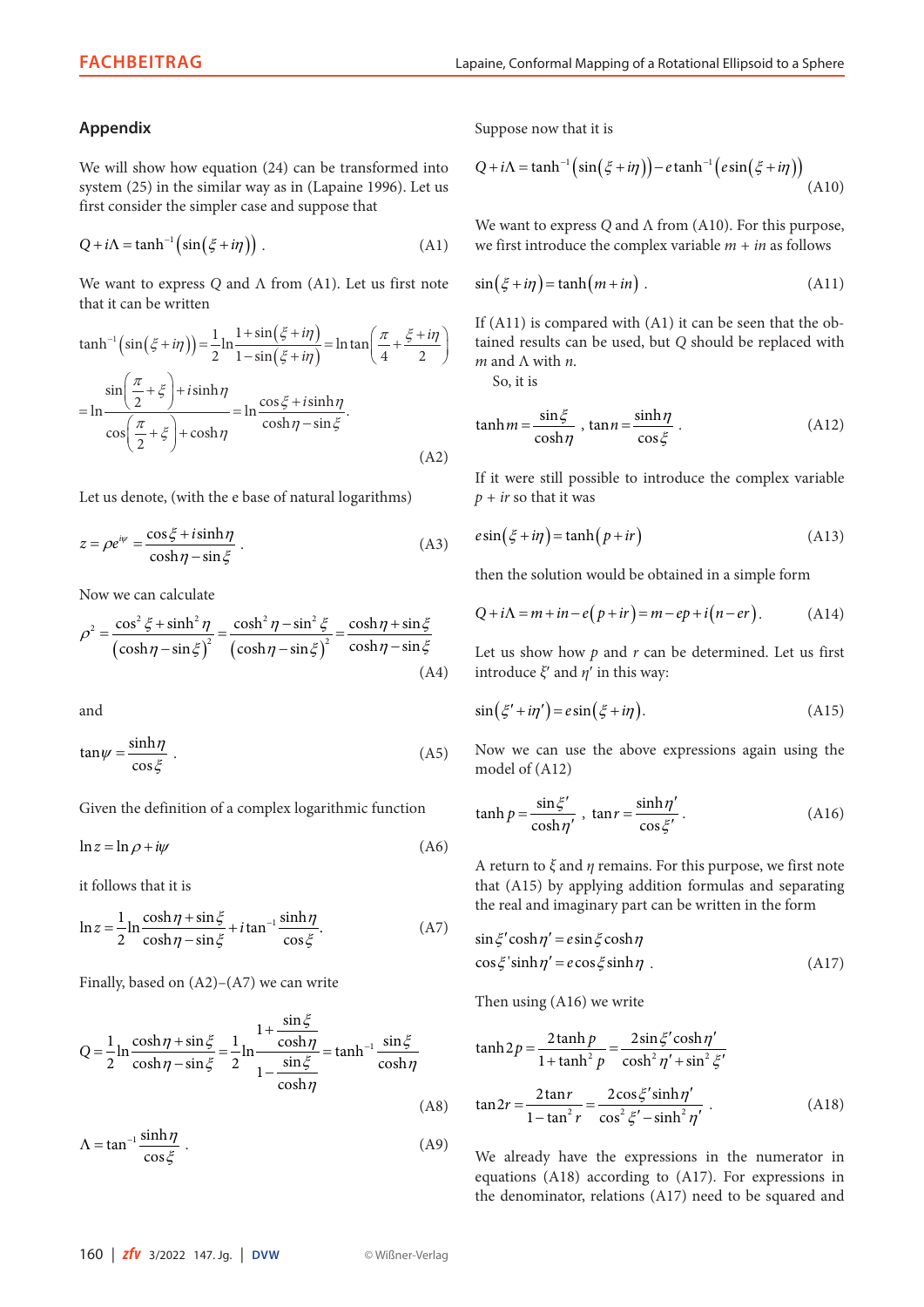## Appendix

We will show how equation (24) can be transformed into system (25) in the similar way as in (Lapaine 1996). Let us first consider the simpler case and suppose that

$$Q + i\Lambda = \tanh^{-1}\left(\sin\left(\xi + i\eta\right)\right) . \tag{A1}$$

We want to express $Q$ and $\Lambda$ from (A1). Let us first note that it can be written

$$\tanh^{-1}\left(\sin\left(\xi+i\eta\right)\right) = \frac{1}{2}\ln\frac{1+\sin\left(\xi+i\eta\right)}{1-\sin\left(\xi+i\eta\right)} = \ln\tan\left(\frac{\pi}{4}+\frac{\xi+i\eta}{2}\right)$$

$$= \ln\frac{\sin\left(\dfrac{\pi}{2}+\xi\right)+i\sinh\eta}{\cos\left(\dfrac{\pi}{2}+\xi\right)+\cosh\eta} = \ln\frac{\cos\xi + i\sinh\eta}{\cosh\eta - \sin\xi}. \tag{A2}$$

Let us denote, (with the e base of natural logarithms)

$$z = \rho e^{i\psi} = \frac{\cos\xi + i\sinh\eta}{\cosh\eta - \sin\xi} . \tag{A3}$$

Now we can calculate

$$\rho^2 = \frac{\cos^2\xi + \sinh^2\eta}{\left(\cosh\eta - \sin\xi\right)^2} = \frac{\cosh^2\eta - \sin^2\xi}{\left(\cosh\eta - \sin\xi\right)^2} = \frac{\cosh\eta + \sin\xi}{\cosh\eta - \sin\xi} \tag{A4}$$

and

$$\tan\psi = \frac{\sinh\eta}{\cos\xi} . \tag{A5}$$

Given the definition of a complex logarithmic function

$$\ln z = \ln\rho + i\psi \tag{A6}$$

it follows that it is

$$\ln z = \frac{1}{2}\ln\frac{\cosh\eta + \sin\xi}{\cosh\eta - \sin\xi} + i\tan^{-1}\frac{\sinh\eta}{\cos\xi}. \tag{A7}$$

Finally, based on (A2)–(A7) we can write

$$Q = \frac{1}{2}\ln\frac{\cosh\eta + \sin\xi}{\cosh\eta - \sin\xi} = \frac{1}{2}\ln\frac{1+\dfrac{\sin\xi}{\cosh\eta}}{1-\dfrac{\sin\xi}{\cosh\eta}} = \tanh^{-1}\frac{\sin\xi}{\cosh\eta} \tag{A8}$$

$$\Lambda = \tan^{-1}\frac{\sinh\eta}{\cos\xi} . \tag{A9}$$

Suppose now that it is

$$Q + i\Lambda = \tanh^{-1}\left(\sin\left(\xi + i\eta\right)\right) - e\tanh^{-1}\left(e\sin\left(\xi + i\eta\right)\right) \tag{A10}$$

We want to express $Q$ and $\Lambda$ from (A10). For this purpose, we first introduce the complex variable $m + in$ as follows

$$\sin\left(\xi + i\eta\right) = \tanh\left(m + in\right) . \tag{A11}$$

If (A11) is compared with (A1) it can be seen that the obtained results can be used, but $Q$ should be replaced with $m$ and $\Lambda$ with $n$.

So, it is

$$\tanh m = \frac{\sin\xi}{\cosh\eta} , \; \tan n = \frac{\sinh\eta}{\cos\xi} . \tag{A12}$$

If it were still possible to introduce the complex variable $p + ir$ so that it was

$$e\sin\left(\xi + i\eta\right) = \tanh\left(p + ir\right) \tag{A13}$$

then the solution would be obtained in a simple form

$$Q + i\Lambda = m + in - e\left(p + ir\right) = m - ep + i\left(n - er\right). \tag{A14}$$

Let us show how $p$ and $r$ can be determined. Let us first introduce $\xi'$ and $\eta'$ in this way:

$$\sin\left(\xi' + i\eta'\right) = e\sin\left(\xi + i\eta\right). \tag{A15}$$

Now we can use the above expressions again using the model of (A12)

$$\tanh p = \frac{\sin\xi'}{\cosh\eta'} , \; \tan r = \frac{\sinh\eta'}{\cos\xi'} . \tag{A16}$$

A return to $\xi$ and $\eta$ remains. For this purpose, we first note that (A15) by applying addition formulas and separating the real and imaginary part can be written in the form

$$\sin\xi'\cosh\eta' = e\sin\xi\cosh\eta$$
$$\cos\xi'\sinh\eta' = e\cos\xi\sinh\eta \; . \tag{A17}$$

Then using (A16) we write

$$\tanh 2p = \frac{2\tanh p}{1 + \tanh^2 p} = \frac{2\sin\xi'\cosh\eta'}{\cosh^2\eta' + \sin^2\xi'}$$

$$\tan 2r = \frac{2\tan r}{1 - \tan^2 r} = \frac{2\cos\xi'\sinh\eta'}{\cos^2\xi' - \sinh^2\eta'} \; . \tag{A18}$$

We already have the expressions in the numerator in equations (A18) according to (A17). For expressions in the denominator, relations (A17) need to be squared and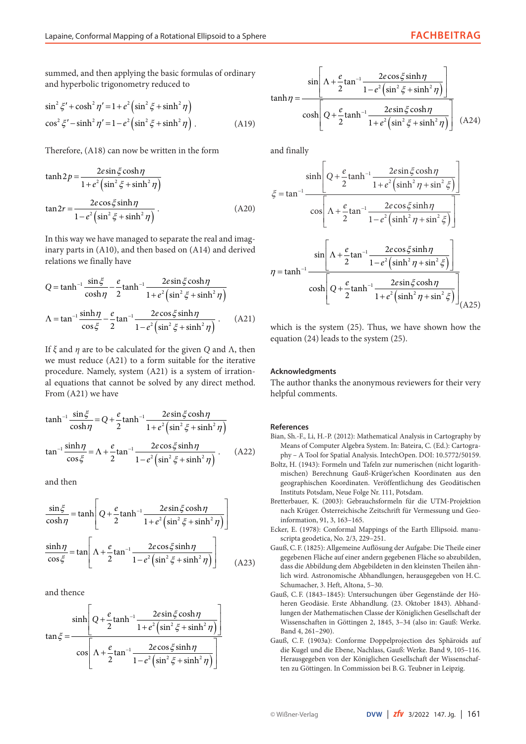summed, and then applying the basic formulas of ordinary and hyperbolic trigonometry reduced to

$$\begin{aligned} \sin^2\xi' + \cosh^2\eta' &= 1 + e^2\left(\sin^2\xi + \sinh^2\eta\right) \\ \cos^2\xi' - \sinh^2\eta' &= 1 - e^2\left(\sin^2\xi + \sinh^2\eta\right). \end{aligned} \tag{A19}$$

Therefore, (A18) can now be written in the form

$$\begin{aligned} \tanh 2p &= \frac{2e\sin\xi\cosh\eta}{1 + e^2\left(\sin^2\xi + \sinh^2\eta\right)} \\ \tan 2r &= \frac{2e\cos\xi\sinh\eta}{1 - e^2\left(\sin^2\xi + \sinh^2\eta\right)}. \end{aligned} \tag{A20}$$

In this way we have managed to separate the real and imaginary parts in (A10), and then based on (A14) and derived relations we finally have

$$\begin{aligned} Q &= \tanh^{-1}\frac{\sin\xi}{\cosh\eta} - \frac{e}{2}\tanh^{-1}\frac{2e\sin\xi\cosh\eta}{1 + e^2\left(\sin^2\xi + \sinh^2\eta\right)} \\ \Lambda &= \tan^{-1}\frac{\sinh\eta}{\cos\xi} - \frac{e}{2}\tan^{-1}\frac{2e\cos\xi\sinh\eta}{1 - e^2\left(\sin^2\xi + \sinh^2\eta\right)}. \end{aligned} \tag{A21}$$

If $\xi$ and $\eta$ are to be calculated for the given $Q$ and $\Lambda$, then we must reduce (A21) to a form suitable for the iterative procedure. Namely, system (A21) is a system of irrational equations that cannot be solved by any direct method. From (A21) we have

$$\begin{aligned} \tanh^{-1}\frac{\sin\xi}{\cosh\eta} &= Q + \frac{e}{2}\tanh^{-1}\frac{2e\sin\xi\cosh\eta}{1 + e^2\left(\sin^2\xi + \sinh^2\eta\right)} \\ \tan^{-1}\frac{\sinh\eta}{\cos\xi} &= \Lambda + \frac{e}{2}\tan^{-1}\frac{2e\cos\xi\sinh\eta}{1 - e^2\left(\sin^2\xi + \sinh^2\eta\right)}. \end{aligned} \tag{A22}$$

and then

$$\begin{aligned} \frac{\sin\xi}{\cosh\eta} &= \tanh\left[Q + \frac{e}{2}\tanh^{-1}\frac{2e\sin\xi\cosh\eta}{1 + e^2\left(\sin^2\xi + \sinh^2\eta\right)}\right] \\ \frac{\sinh\eta}{\cos\xi} &= \tan\left[\Lambda + \frac{e}{2}\tan^{-1}\frac{2e\cos\xi\sinh\eta}{1 - e^2\left(\sin^2\xi + \sinh^2\eta\right)}\right] \end{aligned} \tag{A23}$$

and thence

$$\begin{aligned} \tan\xi &= \frac{\sinh\left[Q + \dfrac{e}{2}\tanh^{-1}\dfrac{2e\sin\xi\cosh\eta}{1 + e^2\left(\sin^2\xi + \sinh^2\eta\right)}\right]}{\cos\left[\Lambda + \dfrac{e}{2}\tan^{-1}\dfrac{2e\cos\xi\sinh\eta}{1 - e^2\left(\sin^2\xi + \sinh^2\eta\right)}\right]} \\ \tanh\eta &= \frac{\sin\left[\Lambda + \dfrac{e}{2}\tan^{-1}\dfrac{2e\cos\xi\sinh\eta}{1 - e^2\left(\sin^2\xi + \sinh^2\eta\right)}\right]}{\cosh\left[Q + \dfrac{e}{2}\tanh^{-1}\dfrac{2e\sin\xi\cosh\eta}{1 + e^2\left(\sin^2\xi + \sinh^2\eta\right)}\right]} \end{aligned} \tag{A24}$$

and finally

$$\begin{aligned} \xi &= \tan^{-1}\frac{\sinh\left[Q + \dfrac{e}{2}\tanh^{-1}\dfrac{2e\sin\xi\cosh\eta}{1 + e^2\left(\sinh^2\eta + \sin^2\xi\right)}\right]}{\cos\left[\Lambda + \dfrac{e}{2}\tan^{-1}\dfrac{2e\cos\xi\sinh\eta}{1 - e^2\left(\sinh^2\eta + \sin^2\xi\right)}\right]} \\ \eta &= \tanh^{-1}\frac{\sin\left[\Lambda + \dfrac{e}{2}\tan^{-1}\dfrac{2e\cos\xi\sinh\eta}{1 - e^2\left(\sinh^2\eta + \sin^2\xi\right)}\right]}{\cosh\left[Q + \dfrac{e}{2}\tanh^{-1}\dfrac{2e\sin\xi\cosh\eta}{1 + e^2\left(\sinh^2\eta + \sin^2\xi\right)}\right]} \end{aligned} \tag{A25}$$

which is the system (25). Thus, we have shown how the equation (24) leads to the system (25).

### Acknowledgments

The author thanks the anonymous reviewers for their very helpful comments.

### References

Bian, Sh.-F., Li, H.-P. (2012): Mathematical Analysis in Cartography by Means of Computer Algebra System. In: Bateira, C. (Ed.): Cartography – A Tool for Spatial Analysis. IntechOpen. DOI: 10.5772/50159.

Boltz, H. (1943): Formeln und Tafeln zur numerischen (nicht logarithmischen) Berechnung Gauß-Krüger'schen Koordinaten aus den geographischen Koordinaten. Veröffentlichung des Geodätischen Instituts Potsdam, Neue Folge Nr. 111, Potsdam.

Bretterbauer, K. (2003): Gebrauchsformeln für die UTM-Projektion nach Krüger. Österreichische Zeitschrift für Vermessung und Geoinformation, 91, 3, 163–165.

Ecker, E. (1978): Conformal Mappings of the Earth Ellipsoid. manuscripta geodetica, No. 2/3, 229–251.

Gauß, C. F. (1825): Allgemeine Auflösung der Aufgabe: Die Theile einer gegebenen Fläche auf einer andern gegebenen Fläche so abzubilden, dass die Abbildung dem Abgebildeten in den kleinsten Theilen ähnlich wird. Astronomische Abhandlungen, herausgegeben von H. C. Schumacher, 3. Heft, Altona, 5–30.

Gauß, C. F. (1843–1845): Untersuchungen über Gegenstände der Höheren Geodäsie. Erste Abhandlung. (23. Oktober 1843). Abhandlungen der Mathematischen Classe der Königlichen Gesellschaft der Wissenschaften in Göttingen 2, 1845, 3–34 (also in: Gauß: Werke. Band 4, 261–290).

Gauß, C. F. (1903a): Conforme Doppelprojection des Sphäroids auf die Kugel und die Ebene, Nachlass, Gauß: Werke. Band 9, 105–116. Herausgegeben von der Königlichen Gesellschaft der Wissenschaften zu Göttingen. In Commission bei B. G. Teubner in Leipzig.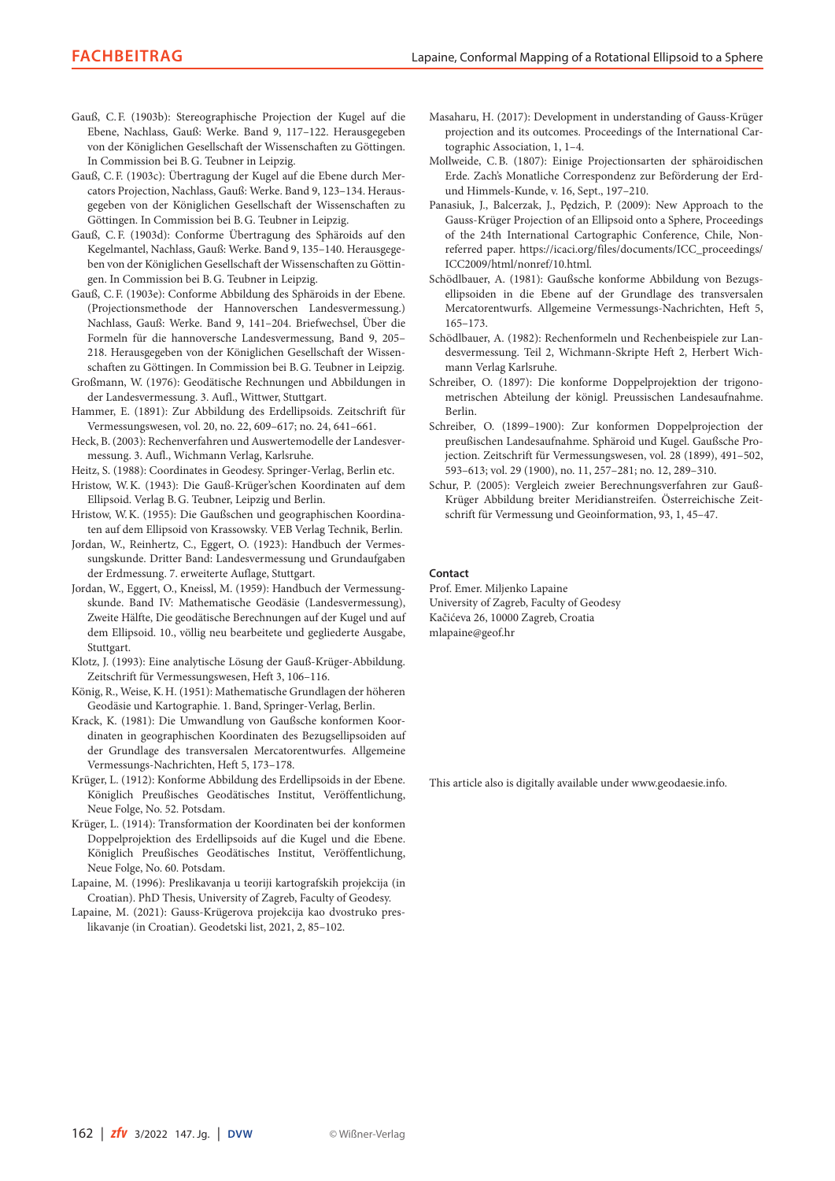Gauß, C. F. (1903b): Stereographische Projection der Kugel auf die Ebene, Nachlass, Gauß: Werke. Band 9, 117–122. Herausgegeben von der Königlichen Gesellschaft der Wissenschaften zu Göttingen. In Commission bei B. G. Teubner in Leipzig.

Gauß, C. F. (1903c): Übertragung der Kugel auf die Ebene durch Mercators Projection, Nachlass, Gauß: Werke. Band 9, 123–134. Herausgegeben von der Königlichen Gesellschaft der Wissenschaften zu Göttingen. In Commission bei B. G. Teubner in Leipzig.

Gauß, C. F. (1903d): Conforme Übertragung des Sphäroids auf den Kegelmantel, Nachlass, Gauß: Werke. Band 9, 135–140. Herausgegeben von der Königlichen Gesellschaft der Wissenschaften zu Göttingen. In Commission bei B. G. Teubner in Leipzig.

Gauß, C. F. (1903e): Conforme Abbildung des Sphäroids in der Ebene. (Projectionsmethode der Hannoverschen Landesvermessung.) Nachlass, Gauß: Werke. Band 9, 141–204. Briefwechsel, Über die Formeln für die hannoversche Landesvermessung, Band 9, 205–218. Herausgegeben von der Königlichen Gesellschaft der Wissenschaften zu Göttingen. In Commission bei B. G. Teubner in Leipzig.

Großmann, W. (1976): Geodätische Rechnungen und Abbildungen in der Landesvermessung. 3. Aufl., Wittwer, Stuttgart.

Hammer, E. (1891): Zur Abbildung des Erdellipsoids. Zeitschrift für Vermessungswesen, vol. 20, no. 22, 609–617; no. 24, 641–661.

Heck, B. (2003): Rechenverfahren und Auswertemodelle der Landesvermessung. 3. Aufl., Wichmann Verlag, Karlsruhe.

Heitz, S. (1988): Coordinates in Geodesy. Springer-Verlag, Berlin etc.

Hristow, W. K. (1943): Die Gauß-Krüger'schen Koordinaten auf dem Ellipsoid. Verlag B. G. Teubner, Leipzig und Berlin.

Hristow, W. K. (1955): Die Gaußschen und geographischen Koordinaten auf dem Ellipsoid von Krassowsky. VEB Verlag Technik, Berlin.

Jordan, W., Reinhertz, C., Eggert, O. (1923): Handbuch der Vermessungskunde. Dritter Band: Landesvermessung und Grundaufgaben der Erdmessung. 7. erweiterte Auflage, Stuttgart.

Jordan, W., Eggert, O., Kneissl, M. (1959): Handbuch der Vermessungskunde. Band IV: Mathematische Geodäsie (Landesvermessung), Zweite Hälfte, Die geodätische Berechnungen auf der Kugel und auf dem Ellipsoid. 10., völlig neu bearbeitete und gegliederte Ausgabe, Stuttgart.

Klotz, J. (1993): Eine analytische Lösung der Gauß-Krüger-Abbildung. Zeitschrift für Vermessungswesen, Heft 3, 106–116.

König, R., Weise, K. H. (1951): Mathematische Grundlagen der höheren Geodäsie und Kartographie. 1. Band, Springer-Verlag, Berlin.

Krack, K. (1981): Die Umwandlung von Gaußsche konformen Koordinaten in geographischen Koordinaten des Bezugsellipsoiden auf der Grundlage des transversalen Mercatorentwurfes. Allgemeine Vermessungs-Nachrichten, Heft 5, 173–178.

Krüger, L. (1912): Konforme Abbildung des Erdellipsoids in der Ebene. Königlich Preußisches Geodätisches Institut, Veröffentlichung, Neue Folge, No. 52. Potsdam.

Krüger, L. (1914): Transformation der Koordinaten bei der konformen Doppelprojektion des Erdellipsoids auf die Kugel und die Ebene. Königlich Preußisches Geodätisches Institut, Veröffentlichung, Neue Folge, No. 60. Potsdam.

Lapaine, M. (1996): Preslikavanja u teoriji kartografskih projekcija (in Croatian). PhD Thesis, University of Zagreb, Faculty of Geodesy.

Lapaine, M. (2021): Gauss-Krügerova projekcija kao dvostruko preslikavanje (in Croatian). Geodetski list, 2021, 2, 85–102.

Masaharu, H. (2017): Development in understanding of Gauss-Krüger projection and its outcomes. Proceedings of the International Cartographic Association, 1, 1–4.

Mollweide, C. B. (1807): Einige Projectionsarten der sphäroidischen Erde. Zach's Monatliche Correspondenz zur Beförderung der Erd- und Himmels-Kunde, v. 16, Sept., 197–210.

Panasiuk, J., Balcerzak, J., Pędzich, P. (2009): New Approach to the Gauss-Krüger Projection of an Ellipsoid onto a Sphere, Proceedings of the 24th International Cartographic Conference, Chile, Non-referred paper. https://icaci.org/files/documents/ICC_proceedings/ICC2009/html/nonref/10.html.

Schödlbauer, A. (1981): Gaußsche konforme Abbildung von Bezugsellipsoiden in die Ebene auf der Grundlage des transversalen Mercatorentwurfs. Allgemeine Vermessungs-Nachrichten, Heft 5, 165–173.

Schödlbauer, A. (1982): Rechenformeln und Rechenbeispiele zur Landesvermessung. Teil 2, Wichmann-Skripte Heft 2, Herbert Wichmann Verlag Karlsruhe.

Schreiber, O. (1897): Die konforme Doppelprojektion der trigonometrischen Abteilung der königl. Preussischen Landesaufnahme. Berlin.

Schreiber, O. (1899–1900): Zur konformen Doppelprojection der preußischen Landesaufnahme. Sphäroid und Kugel. Gaußsche Projection. Zeitschrift für Vermessungswesen, vol. 28 (1899), 491–502, 593–613; vol. 29 (1900), no. 11, 257–281; no. 12, 289–310.

Schur, P. (2005): Vergleich zweier Berechnungsverfahren zur Gauß-Krüger Abbildung breiter Meridianstreifen. Österreichische Zeitschrift für Vermessung und Geoinformation, 93, 1, 45–47.

**Contact**

Prof. Emer. Miljenko Lapaine
University of Zagreb, Faculty of Geodesy
Kačićeva 26, 10000 Zagreb, Croatia
mlapaine@geof.hr

This article also is digitally available under www.geodaesie.info.